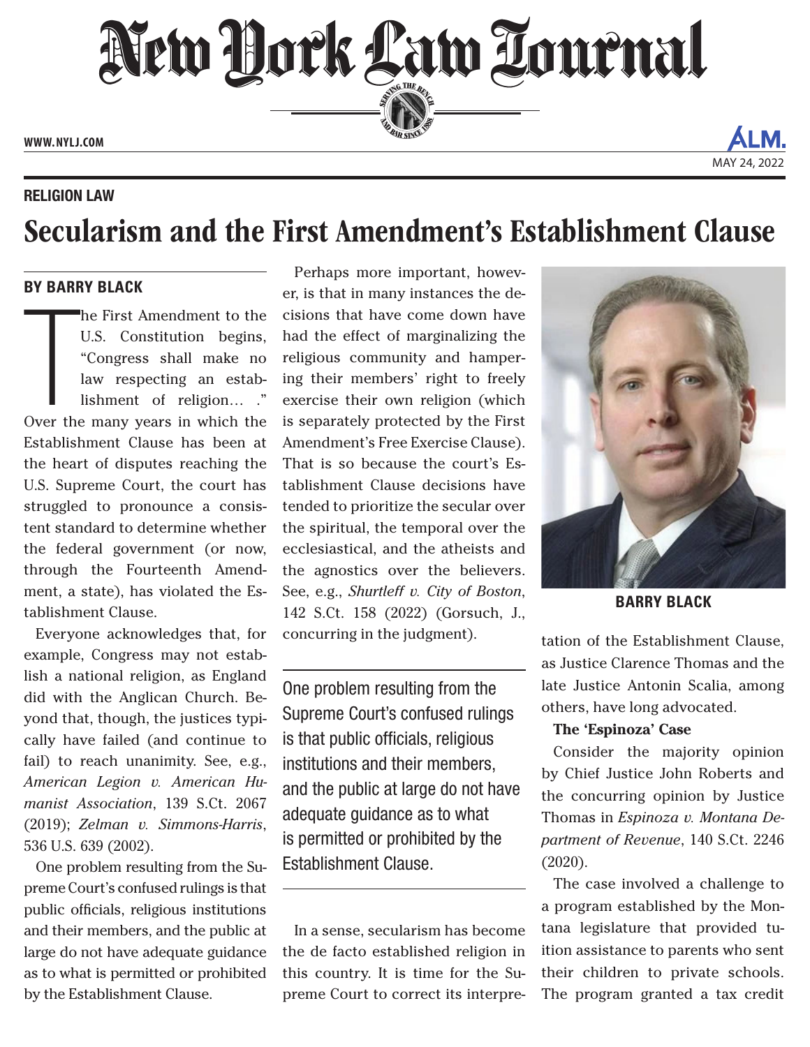RELIGION LAW

# Secularism and the First Amendment's Establishment Clause

## BY BARRY BLACK

The First Amendment to the U.S. Constitution begins, "Congress shall make no law respecting an establishment of religion… ." Over the many years in which the Establishment Clause has been at the heart of disputes reaching the U.S. Supreme Court, the court has struggled to pronounce a consistent standard to determine whether the federal government (or now, through the Fourteenth Amendment, a state), has violated the Establishment Clause.

Everyone acknowledges that, for example, Congress may not establish a national religion, as England did with the Anglican Church. Beyond that, though, the justices typically have failed (and continue to fail) to reach unanimity. See, e.g., *American Legion v. American Humanist Association*, 139 S.Ct. 2067 (2019); *Zelman v. Simmons-Harris*, 536 U.S. 639 (2002).

One problem resulting from the Supreme Court's confused rulings is that public officials, religious institutions and their members, and the public at large do not have adequate guidance as to what is permitted or prohibited by the Establishment Clause.

Perhaps more important, however, is that in many instances the decisions that have come down have had the effect of marginalizing the religious community and hampering their members' right to freely exercise their own religion (which is separately protected by the First Amendment's Free Exercise Clause). That is so because the court's Establishment Clause decisions have tended to prioritize the secular over the spiritual, the temporal over the ecclesiastical, and the atheists and the agnostics over the believers. See, e.g., *Shurtleff v. City of Boston*, 142 S.Ct. 158 (2022) (Gorsuch, J., concurring in the judgment).

> One problem resulting from the Supreme Court's confused rulings is that public officials, religious institutions and their members, and the public at large do not have adequate guidance as to what is permitted or prohibited by the Establishment Clause.

In a sense, secularism has become the de facto established religion in this country. It is time for the Supreme Court to correct its interpretation of the Establishment Clause, as Justice Clarence Thomas and the late Justice Antonin Scalia, among others, have long advocated.

BARRY BLACK

### The 'Espinoza' Case

Consider the majority opinion by Chief Justice John Roberts and the concurring opinion by Justice Thomas in *Espinoza v. Montana Department of Revenue*, 140 S.Ct. 2246 (2020).

The case involved a challenge to a program established by the Montana legislature that provided tuition assistance to parents who sent their children to private schools. The program granted a tax credit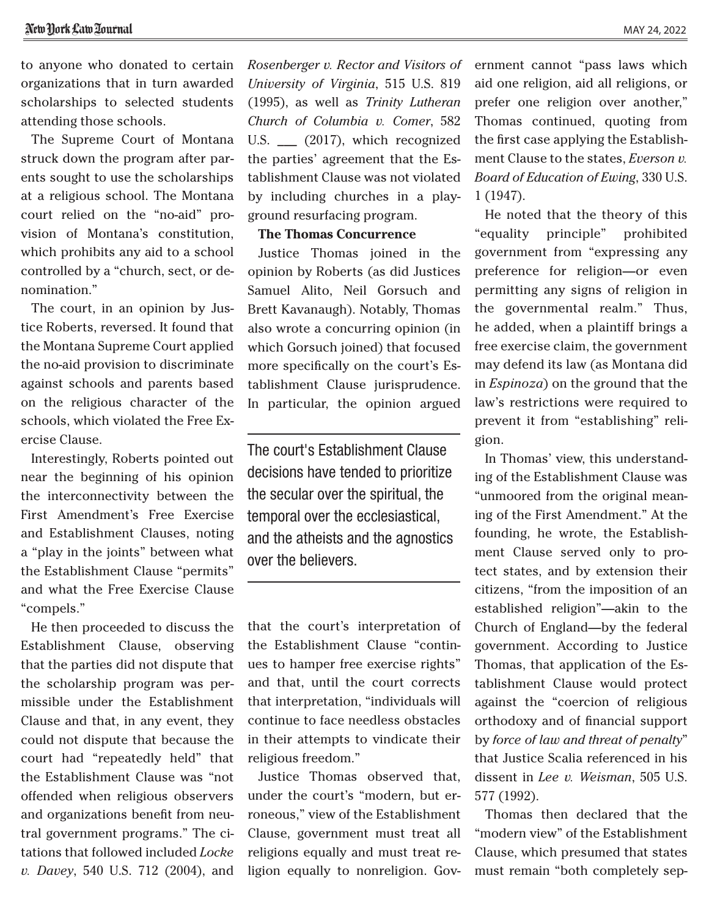to anyone who donated to certain organizations that in turn awarded scholarships to selected students attending those schools.

The Supreme Court of Montana struck down the program after parents sought to use the scholarships at a religious school. The Montana court relied on the "no-aid" provision of Montana's constitution, which prohibits any aid to a school controlled by a "church, sect, or denomination."

The court, in an opinion by Justice Roberts, reversed. It found that the Montana Supreme Court applied the no-aid provision to discriminate against schools and parents based on the religious character of the schools, which violated the Free Exercise Clause.

Interestingly, Roberts pointed out near the beginning of his opinion the interconnectivity between the First Amendment's Free Exercise and Establishment Clauses, noting a "play in the joints" between what the Establishment Clause "permits" and what the Free Exercise Clause "compels."

He then proceeded to discuss the Establishment Clause, observing that the parties did not dispute that the scholarship program was permissible under the Establishment Clause and that, in any event, they could not dispute that because the court had "repeatedly held" that the Establishment Clause was "not offended when religious observers and organizations benefit from neutral government programs." The citations that followed included *Locke v. Davey*, 540 U.S. 712 (2004), and *Rosenberger v. Rector and Visitors of University of Virginia*, 515 U.S. 819 (1995), as well as *Trinity Lutheran Church of Columbia v. Comer*, 582 U.S. ___ (2017), which recognized the parties' agreement that the Establishment Clause was not violated by including churches in a playground resurfacing program.

**The Thomas Concurrence**

Justice Thomas joined in the opinion by Roberts (as did Justices Samuel Alito, Neil Gorsuch and Brett Kavanaugh). Notably, Thomas also wrote a concurring opinion (in which Gorsuch joined) that focused more specifically on the court's Establishment Clause jurisprudence. In particular, the opinion argued that the court's interpretation of the Establishment Clause "continues to hamper free exercise rights" and that, until the court corrects that interpretation, "individuals will continue to face needless obstacles in their attempts to vindicate their religious freedom."

> The court's Establishment Clause decisions have tended to prioritize the secular over the spiritual, the temporal over the ecclesiastical, and the atheists and the agnostics over the believers.

Justice Thomas observed that, under the court's "modern, but erroneous," view of the Establishment Clause, government must treat all religions equally and must treat religion equally to nonreligion. Government cannot "pass laws which aid one religion, aid all religions, or prefer one religion over another," Thomas continued, quoting from the first case applying the Establishment Clause to the states, *Everson v. Board of Education of Ewing*, 330 U.S. 1 (1947).

He noted that the theory of this "equality principle" prohibited government from "expressing any preference for religion—or even permitting any signs of religion in the governmental realm." Thus, he added, when a plaintiff brings a free exercise claim, the government may defend its law (as Montana did in *Espinoza*) on the ground that the law's restrictions were required to prevent it from "establishing" religion.

In Thomas' view, this understanding of the Establishment Clause was "unmoored from the original meaning of the First Amendment." At the founding, he wrote, the Establishment Clause served only to protect states, and by extension their citizens, "from the imposition of an established religion"—akin to the Church of England—by the federal government. According to Justice Thomas, that application of the Establishment Clause would protect against the "coercion of religious orthodoxy and of financial support by *force of law and threat of penalty*" that Justice Scalia referenced in his dissent in *Lee v. Weisman*, 505 U.S. 577 (1992).

Thomas then declared that the "modern view" of the Establishment Clause, which presumed that states must remain "both completely sep-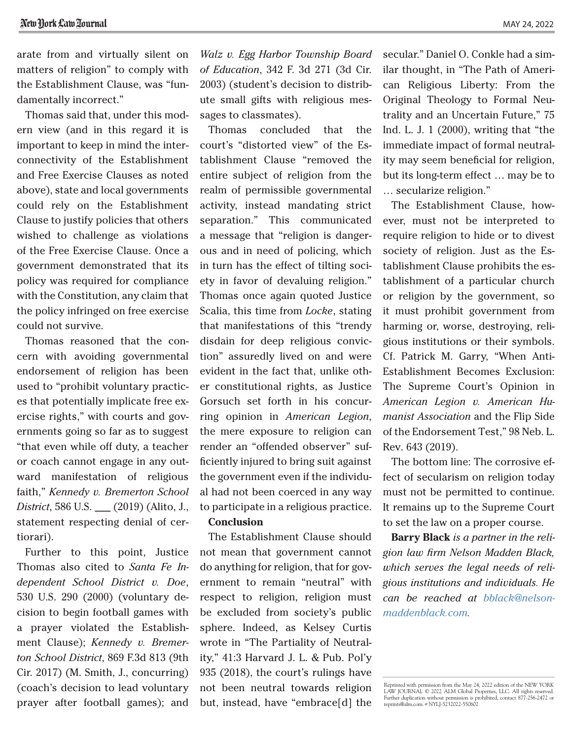arate from and virtually silent on matters of religion" to comply with the Establishment Clause, was "fundamentally incorrect."

Thomas said that, under this modern view (and in this regard it is important to keep in mind the interconnectivity of the Establishment and Free Exercise Clauses as noted above), state and local governments could rely on the Establishment Clause to justify policies that others wished to challenge as violations of the Free Exercise Clause. Once a government demonstrated that its policy was required for compliance with the Constitution, any claim that the policy infringed on free exercise could not survive.

Thomas reasoned that the concern with avoiding governmental endorsement of religion has been used to "prohibit voluntary practices that potentially implicate free exercise rights," with courts and governments going so far as to suggest "that even while off duty, a teacher or coach cannot engage in any outward manifestation of religious faith," *Kennedy v. Bremerton School District*, 586 U.S. ___ (2019) (Alito, J., statement respecting denial of certiorari).

Further to this point, Justice Thomas also cited to *Santa Fe Independent School District v. Doe*, 530 U.S. 290 (2000) (voluntary decision to begin football games with a prayer violated the Establishment Clause); *Kennedy v. Bremerton School District*, 869 F.3d 813 (9th Cir. 2017) (M. Smith, J., concurring) (coach's decision to lead voluntary prayer after football games); and *Walz v. Egg Harbor Township Board of Education*, 342 F. 3d 271 (3d Cir. 2003) (student's decision to distribute small gifts with religious messages to classmates).

Thomas concluded that the court's "distorted view" of the Establishment Clause "removed the entire subject of religion from the realm of permissible governmental activity, instead mandating strict separation." This communicated a message that "religion is dangerous and in need of policing, which in turn has the effect of tilting society in favor of devaluing religion." Thomas once again quoted Justice Scalia, this time from *Locke*, stating that manifestations of this "trendy disdain for deep religious conviction" assuredly lived on and were evident in the fact that, unlike other constitutional rights, as Justice Gorsuch set forth in his concurring opinion in *American Legion*, the mere exposure to religion can render an "offended observer" sufficiently injured to bring suit against the government even if the individual had not been coerced in any way to participate in a religious practice.

## Conclusion

The Establishment Clause should not mean that government cannot do anything for religion, that for government to remain "neutral" with respect to religion, religion must be excluded from society's public sphere. Indeed, as Kelsey Curtis wrote in "The Partiality of Neutrality," 41:3 Harvard J. L. & Pub. Pol'y 935 (2018), the court's rulings have not been neutral towards religion but, instead, have "embrace[d] the secular." Daniel O. Conkle had a similar thought, in "The Path of American Religious Liberty: From the Original Theology to Formal Neutrality and an Uncertain Future," 75 Ind. L. J. 1 (2000), writing that "the immediate impact of formal neutrality may seem beneficial for religion, but its long-term effect … may be to … secularize religion."

The Establishment Clause, however, must not be interpreted to require religion to hide or to divest society of religion. Just as the Establishment Clause prohibits the establishment of a particular church or religion by the government, so it must prohibit government from harming or, worse, destroying, religious institutions or their symbols. Cf. Patrick M. Garry, "When Anti-Establishment Becomes Exclusion: The Supreme Court's Opinion in *American Legion v. American Humanist Association* and the Flip Side of the Endorsement Test," 98 Neb. L. Rev. 643 (2019).

The bottom line: The corrosive effect of secularism on religion today must not be permitted to continue. It remains up to the Supreme Court to set the law on a proper course.

**Barry Black** *is a partner in the religion law firm Nelson Madden Black, which serves the legal needs of religious institutions and individuals. He can be reached at bblack@nelsonmaddenblack.com.*

Reprinted with permission from the May 24, 2022 edition of the NEW YORK LAW JOURNAL © 2022 ALM Global Properties, LLC. All rights reserved. Further duplication without permission is prohibited, contact 877-256-2472 or reprints@alm.com. # NYLJ-5232022-550602